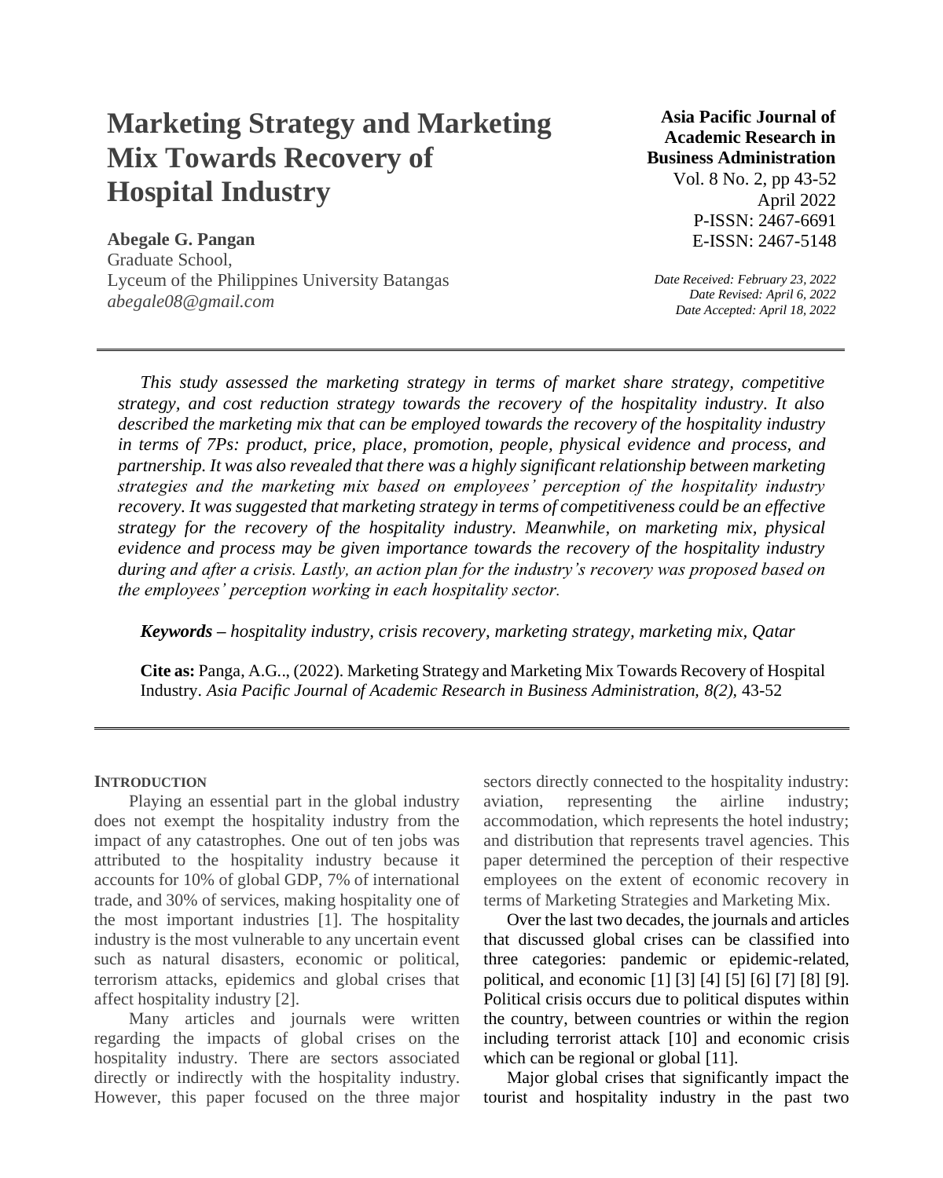# Marketing Strategy and Marketing Mix Towards Recovery of Hospital Industry

**Asia Pacific Journal of Academic Research in Business Administration**
Vol. 8 No. 2, pp 43-52
April 2022
P-ISSN: 2467-6691
E-ISSN: 2467-5148

**Abegale G. Pangan**
Graduate School,
Lyceum of the Philippines University Batangas
*abegale08@gmail.com*

*Date Received: February 23, 2022*
*Date Revised: April 6, 2022*
*Date Accepted: April 18, 2022*

---

*This study assessed the marketing strategy in terms of market share strategy, competitive strategy, and cost reduction strategy towards the recovery of the hospitality industry. It also described the marketing mix that can be employed towards the recovery of the hospitality industry in terms of 7Ps: product, price, place, promotion, people, physical evidence and process, and partnership. It was also revealed that there was a highly significant relationship between marketing strategies and the marketing mix based on employees' perception of the hospitality industry recovery. It was suggested that marketing strategy in terms of competitiveness could be an effective strategy for the recovery of the hospitality industry. Meanwhile, on marketing mix, physical evidence and process may be given importance towards the recovery of the hospitality industry during and after a crisis. Lastly, an action plan for the industry's recovery was proposed based on the employees' perception working in each hospitality sector.*

***Keywords –*** *hospitality industry, crisis recovery, marketing strategy, marketing mix, Qatar*

**Cite as:** Panga, A.G.., (2022). Marketing Strategy and Marketing Mix Towards Recovery of Hospital Industry. *Asia Pacific Journal of Academic Research in Business Administration, 8(2),* 43-52

---

## INTRODUCTION

Playing an essential part in the global industry does not exempt the hospitality industry from the impact of any catastrophes. One out of ten jobs was attributed to the hospitality industry because it accounts for 10% of global GDP, 7% of international trade, and 30% of services, making hospitality one of the most important industries [1]. The hospitality industry is the most vulnerable to any uncertain event such as natural disasters, economic or political, terrorism attacks, epidemics and global crises that affect hospitality industry [2].

Many articles and journals were written regarding the impacts of global crises on the hospitality industry. There are sectors associated directly or indirectly with the hospitality industry. However, this paper focused on the three major sectors directly connected to the hospitality industry: aviation, representing the airline industry; accommodation, which represents the hotel industry; and distribution that represents travel agencies. This paper determined the perception of their respective employees on the extent of economic recovery in terms of Marketing Strategies and Marketing Mix.

Over the last two decades, the journals and articles that discussed global crises can be classified into three categories: pandemic or epidemic-related, political, and economic [1] [3] [4] [5] [6] [7] [8] [9]. Political crisis occurs due to political disputes within the country, between countries or within the region including terrorist attack [10] and economic crisis which can be regional or global [11].

Major global crises that significantly impact the tourist and hospitality industry in the past two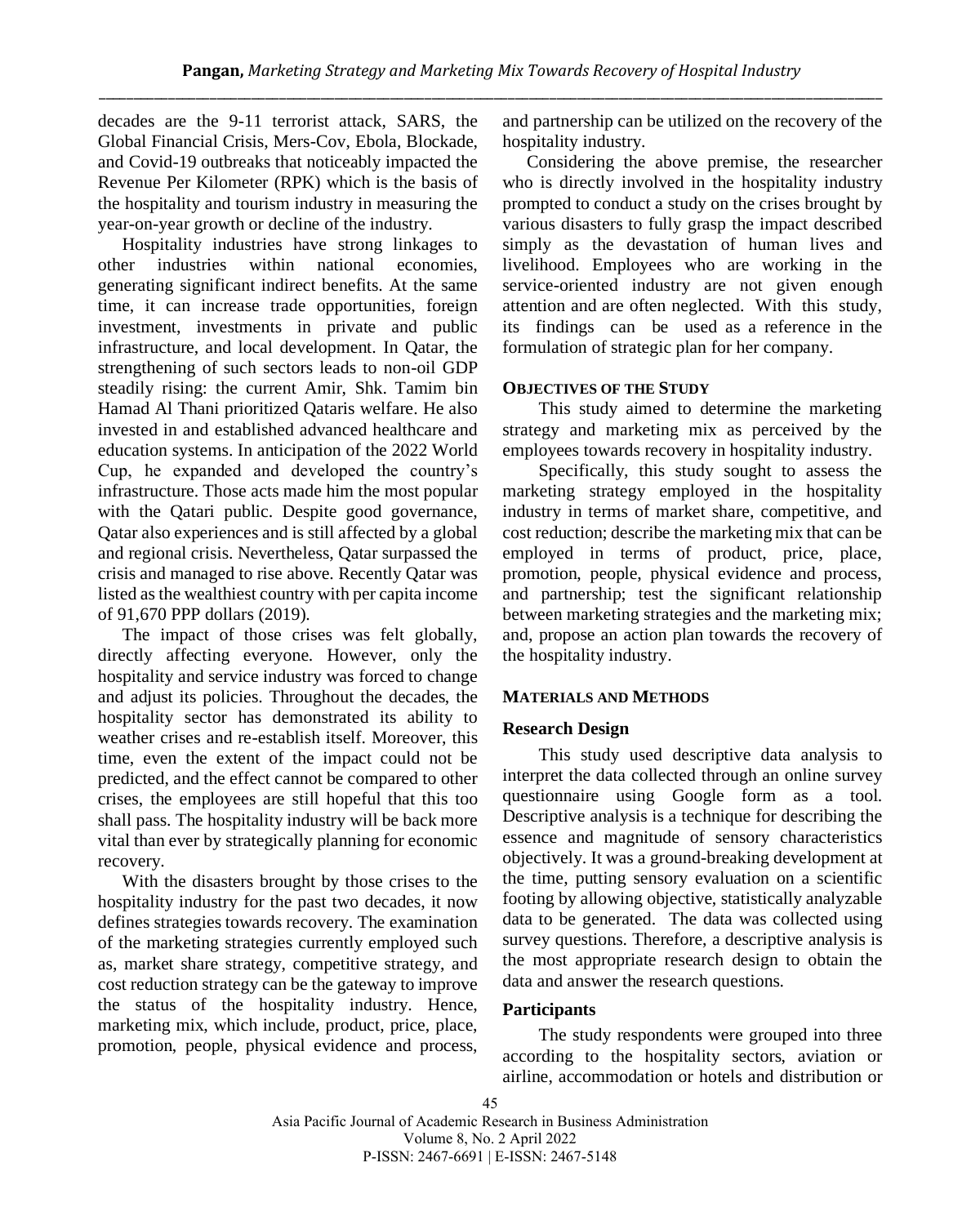decades are the 9-11 terrorist attack, SARS, the Global Financial Crisis, Mers-Cov, Ebola, Blockade, and Covid-19 outbreaks that noticeably impacted the Revenue Per Kilometer (RPK) which is the basis of the hospitality and tourism industry in measuring the year-on-year growth or decline of the industry.

Hospitality industries have strong linkages to other industries within national economies, generating significant indirect benefits. At the same time, it can increase trade opportunities, foreign investment, investments in private and public infrastructure, and local development. In Qatar, the strengthening of such sectors leads to non-oil GDP steadily rising: the current Amir, Shk. Tamim bin Hamad Al Thani prioritized Qataris welfare. He also invested in and established advanced healthcare and education systems. In anticipation of the 2022 World Cup, he expanded and developed the country's infrastructure. Those acts made him the most popular with the Qatari public. Despite good governance, Qatar also experiences and is still affected by a global and regional crisis. Nevertheless, Qatar surpassed the crisis and managed to rise above. Recently Qatar was listed as the wealthiest country with per capita income of 91,670 PPP dollars (2019).

The impact of those crises was felt globally, directly affecting everyone. However, only the hospitality and service industry was forced to change and adjust its policies. Throughout the decades, the hospitality sector has demonstrated its ability to weather crises and re-establish itself. Moreover, this time, even the extent of the impact could not be predicted, and the effect cannot be compared to other crises, the employees are still hopeful that this too shall pass. The hospitality industry will be back more vital than ever by strategically planning for economic recovery.

With the disasters brought by those crises to the hospitality industry for the past two decades, it now defines strategies towards recovery. The examination of the marketing strategies currently employed such as, market share strategy, competitive strategy, and cost reduction strategy can be the gateway to improve the status of the hospitality industry. Hence, marketing mix, which include, product, price, place, promotion, people, physical evidence and process, and partnership can be utilized on the recovery of the hospitality industry.

Considering the above premise, the researcher who is directly involved in the hospitality industry prompted to conduct a study on the crises brought by various disasters to fully grasp the impact described simply as the devastation of human lives and livelihood. Employees who are working in the service-oriented industry are not given enough attention and are often neglected. With this study, its findings can be used as a reference in the formulation of strategic plan for her company.

## OBJECTIVES OF THE STUDY

This study aimed to determine the marketing strategy and marketing mix as perceived by the employees towards recovery in hospitality industry.

Specifically, this study sought to assess the marketing strategy employed in the hospitality industry in terms of market share, competitive, and cost reduction; describe the marketing mix that can be employed in terms of product, price, place, promotion, people, physical evidence and process, and partnership; test the significant relationship between marketing strategies and the marketing mix; and, propose an action plan towards the recovery of the hospitality industry.

## MATERIALS AND METHODS

### Research Design

This study used descriptive data analysis to interpret the data collected through an online survey questionnaire using Google form as a tool. Descriptive analysis is a technique for describing the essence and magnitude of sensory characteristics objectively. It was a ground-breaking development at the time, putting sensory evaluation on a scientific footing by allowing objective, statistically analyzable data to be generated. The data was collected using survey questions. Therefore, a descriptive analysis is the most appropriate research design to obtain the data and answer the research questions.

### Participants

The study respondents were grouped into three according to the hospitality sectors, aviation or airline, accommodation or hotels and distribution or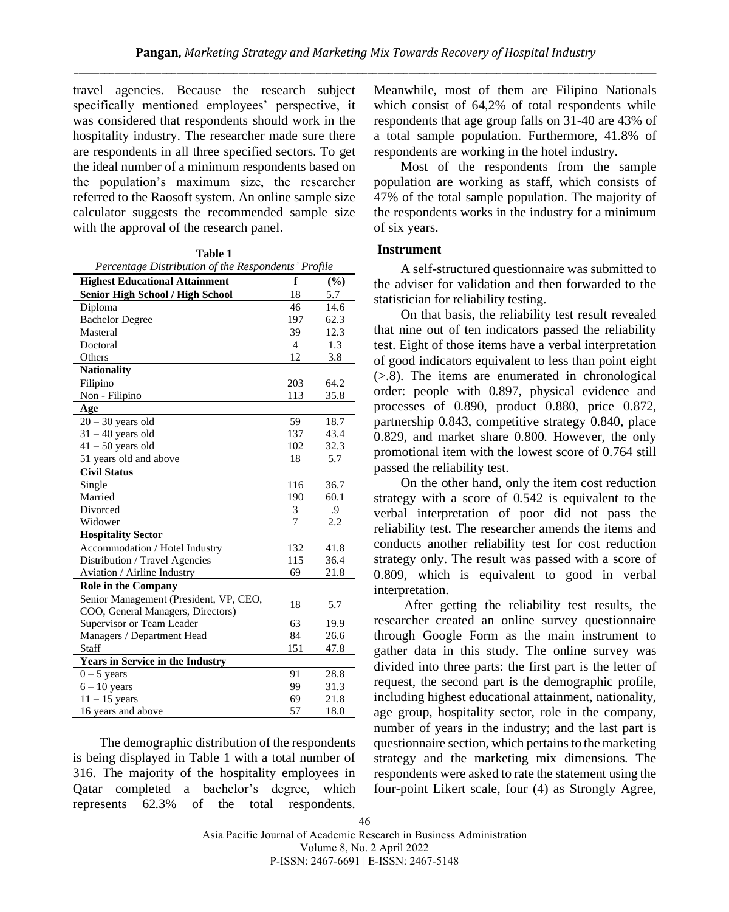travel agencies. Because the research subject specifically mentioned employees' perspective, it was considered that respondents should work in the hospitality industry. The researcher made sure there are respondents in all three specified sectors. To get the ideal number of a minimum respondents based on the population's maximum size, the researcher referred to the Raosoft system. An online sample size calculator suggests the recommended sample size with the approval of the research panel.

**Table 1**

*Percentage Distribution of the Respondents' Profile*

| **Highest Educational Attainment** | **f** | **(%)** |
|---|---|---|
| **Senior High School / High School** | 18 | 5.7 |
| Diploma | 46 | 14.6 |
| Bachelor Degree | 197 | 62.3 |
| Masteral | 39 | 12.3 |
| Doctoral | 4 | 1.3 |
| Others | 12 | 3.8 |
| **Nationality** | | |
| Filipino | 203 | 64.2 |
| Non - Filipino | 113 | 35.8 |
| **Age** | | |
| 20 – 30 years old | 59 | 18.7 |
| 31 – 40 years old | 137 | 43.4 |
| 41 – 50 years old | 102 | 32.3 |
| 51 years old and above | 18 | 5.7 |
| **Civil Status** | | |
| Single | 116 | 36.7 |
| Married | 190 | 60.1 |
| Divorced | 3 | .9 |
| Widower | 7 | 2.2 |
| **Hospitality Sector** | | |
| Accommodation / Hotel Industry | 132 | 41.8 |
| Distribution / Travel Agencies | 115 | 36.4 |
| Aviation / Airline Industry | 69 | 21.8 |
| **Role in the Company** | | |
| Senior Management (President, VP, CEO, COO, General Managers, Directors) | 18 | 5.7 |
| Supervisor or Team Leader | 63 | 19.9 |
| Managers / Department Head | 84 | 26.6 |
| Staff | 151 | 47.8 |
| **Years in Service in the Industry** | | |
| 0 – 5 years | 91 | 28.8 |
| 6 – 10 years | 99 | 31.3 |
| 11 – 15 years | 69 | 21.8 |
| 16 years and above | 57 | 18.0 |

The demographic distribution of the respondents is being displayed in Table 1 with a total number of 316. The majority of the hospitality employees in Qatar completed a bachelor's degree, which represents 62.3% of the total respondents. Meanwhile, most of them are Filipino Nationals which consist of 64,2% of total respondents while respondents that age group falls on 31-40 are 43% of a total sample population. Furthermore, 41.8% of respondents are working in the hotel industry.

Most of the respondents from the sample population are working as staff, which consists of 47% of the total sample population. The majority of the respondents works in the industry for a minimum of six years.

### Instrument

A self-structured questionnaire was submitted to the adviser for validation and then forwarded to the statistician for reliability testing.

On that basis, the reliability test result revealed that nine out of ten indicators passed the reliability test. Eight of those items have a verbal interpretation of good indicators equivalent to less than point eight (>.8). The items are enumerated in chronological order: people with 0.897, physical evidence and processes of 0.890, product 0.880, price 0.872, partnership 0.843, competitive strategy 0.840, place 0.829, and market share 0.800. However, the only promotional item with the lowest score of 0.764 still passed the reliability test.

On the other hand, only the item cost reduction strategy with a score of 0.542 is equivalent to the verbal interpretation of poor did not pass the reliability test. The researcher amends the items and conducts another reliability test for cost reduction strategy only. The result was passed with a score of 0.809, which is equivalent to good in verbal interpretation.

After getting the reliability test results, the researcher created an online survey questionnaire through Google Form as the main instrument to gather data in this study. The online survey was divided into three parts: the first part is the letter of request, the second part is the demographic profile, including highest educational attainment, nationality, age group, hospitality sector, role in the company, number of years in the industry; and the last part is questionnaire section, which pertains to the marketing strategy and the marketing mix dimensions. The respondents were asked to rate the statement using the four-point Likert scale, four (4) as Strongly Agree,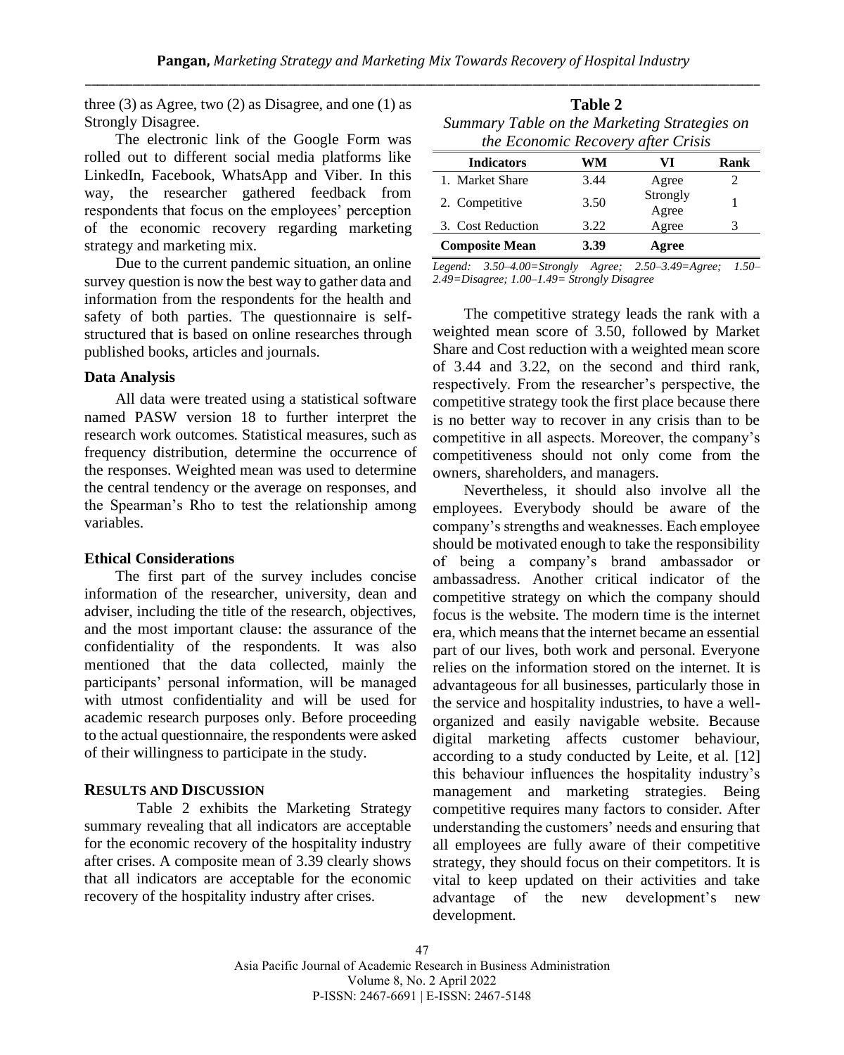three (3) as Agree, two (2) as Disagree, and one (1) as Strongly Disagree.

The electronic link of the Google Form was rolled out to different social media platforms like LinkedIn, Facebook, WhatsApp and Viber. In this way, the researcher gathered feedback from respondents that focus on the employees' perception of the economic recovery regarding marketing strategy and marketing mix.

Due to the current pandemic situation, an online survey question is now the best way to gather data and information from the respondents for the health and safety of both parties. The questionnaire is self-structured that is based on online researches through published books, articles and journals.

### Data Analysis

All data were treated using a statistical software named PASW version 18 to further interpret the research work outcomes. Statistical measures, such as frequency distribution, determine the occurrence of the responses. Weighted mean was used to determine the central tendency or the average on responses, and the Spearman's Rho to test the relationship among variables.

### Ethical Considerations

The first part of the survey includes concise information of the researcher, university, dean and adviser, including the title of the research, objectives, and the most important clause: the assurance of the confidentiality of the respondents. It was also mentioned that the data collected, mainly the participants' personal information, will be managed with utmost confidentiality and will be used for academic research purposes only. Before proceeding to the actual questionnaire, the respondents were asked of their willingness to participate in the study.

## RESULTS AND DISCUSSION

Table 2 exhibits the Marketing Strategy summary revealing that all indicators are acceptable for the economic recovery of the hospitality industry after crises. A composite mean of 3.39 clearly shows that all indicators are acceptable for the economic recovery of the hospitality industry after crises.

**Table 2**

*Summary Table on the Marketing Strategies on the Economic Recovery after Crisis*

| Indicators | WM | VI | Rank |
|---|---|---|---|
| 1. Market Share | 3.44 | Agree | 2 |
| 2. Competitive | 3.50 | Strongly Agree | 1 |
| 3. Cost Reduction | 3.22 | Agree | 3 |
| **Composite Mean** | **3.39** | **Agree** | |

*Legend: 3.50–4.00=Strongly Agree; 2.50–3.49=Agree; 1.50–2.49=Disagree; 1.00–1.49= Strongly Disagree*

The competitive strategy leads the rank with a weighted mean score of 3.50, followed by Market Share and Cost reduction with a weighted mean score of 3.44 and 3.22, on the second and third rank, respectively. From the researcher's perspective, the competitive strategy took the first place because there is no better way to recover in any crisis than to be competitive in all aspects. Moreover, the company's competitiveness should not only come from the owners, shareholders, and managers.

Nevertheless, it should also involve all the employees. Everybody should be aware of the company's strengths and weaknesses. Each employee should be motivated enough to take the responsibility of being a company's brand ambassador or ambassadress. Another critical indicator of the competitive strategy on which the company should focus is the website. The modern time is the internet era, which means that the internet became an essential part of our lives, both work and personal. Everyone relies on the information stored on the internet. It is advantageous for all businesses, particularly those in the service and hospitality industries, to have a well-organized and easily navigable website. Because digital marketing affects customer behaviour, according to a study conducted by Leite, et al. [12] this behaviour influences the hospitality industry's management and marketing strategies. Being competitive requires many factors to consider. After understanding the customers' needs and ensuring that all employees are fully aware of their competitive strategy, they should focus on their competitors. It is vital to keep updated on their activities and take advantage of the new development's new development.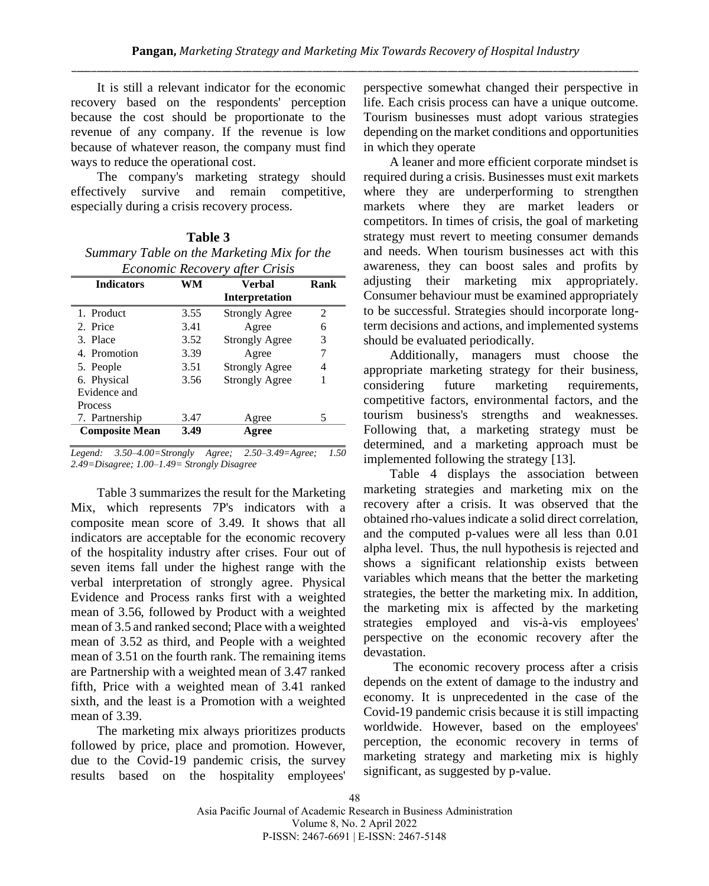It is still a relevant indicator for the economic recovery based on the respondents' perception because the cost should be proportionate to the revenue of any company. If the revenue is low because of whatever reason, the company must find ways to reduce the operational cost.

The company's marketing strategy should effectively survive and remain competitive, especially during a crisis recovery process.

**Table 3**

*Summary Table on the Marketing Mix for the Economic Recovery after Crisis*

| Indicators | WM | Verbal Interpretation | Rank |
|---|---|---|---|
| 1. Product | 3.55 | Strongly Agree | 2 |
| 2. Price | 3.41 | Agree | 6 |
| 3. Place | 3.52 | Strongly Agree | 3 |
| 4. Promotion | 3.39 | Agree | 7 |
| 5. People | 3.51 | Strongly Agree | 4 |
| 6. Physical Evidence and Process | 3.56 | Strongly Agree | 1 |
| 7. Partnership | 3.47 | Agree | 5 |
| **Composite Mean** | **3.49** | **Agree** | |

*Legend: 3.50–4.00=Strongly Agree; 2.50–3.49=Agree; 1.50 2.49=Disagree; 1.00–1.49= Strongly Disagree*

Table 3 summarizes the result for the Marketing Mix, which represents 7P's indicators with a composite mean score of 3.49. It shows that all indicators are acceptable for the economic recovery of the hospitality industry after crises. Four out of seven items fall under the highest range with the verbal interpretation of strongly agree. Physical Evidence and Process ranks first with a weighted mean of 3.56, followed by Product with a weighted mean of 3.5 and ranked second; Place with a weighted mean of 3.52 as third, and People with a weighted mean of 3.51 on the fourth rank. The remaining items are Partnership with a weighted mean of 3.47 ranked fifth, Price with a weighted mean of 3.41 ranked sixth, and the least is a Promotion with a weighted mean of 3.39.

The marketing mix always prioritizes products followed by price, place and promotion. However, due to the Covid-19 pandemic crisis, the survey results based on the hospitality employees' perspective somewhat changed their perspective in life. Each crisis process can have a unique outcome. Tourism businesses must adopt various strategies depending on the market conditions and opportunities in which they operate

A leaner and more efficient corporate mindset is required during a crisis. Businesses must exit markets where they are underperforming to strengthen markets where they are market leaders or competitors. In times of crisis, the goal of marketing strategy must revert to meeting consumer demands and needs. When tourism businesses act with this awareness, they can boost sales and profits by adjusting their marketing mix appropriately. Consumer behaviour must be examined appropriately to be successful. Strategies should incorporate long-term decisions and actions, and implemented systems should be evaluated periodically.

Additionally, managers must choose the appropriate marketing strategy for their business, considering future marketing requirements, competitive factors, environmental factors, and the tourism business's strengths and weaknesses. Following that, a marketing strategy must be determined, and a marketing approach must be implemented following the strategy [13].

Table 4 displays the association between marketing strategies and marketing mix on the recovery after a crisis. It was observed that the obtained rho-values indicate a solid direct correlation, and the computed p-values were all less than 0.01 alpha level. Thus, the null hypothesis is rejected and shows a significant relationship exists between variables which means that the better the marketing strategies, the better the marketing mix. In addition, the marketing mix is affected by the marketing strategies employed and vis-à-vis employees' perspective on the economic recovery after the devastation.

The economic recovery process after a crisis depends on the extent of damage to the industry and economy. It is unprecedented in the case of the Covid-19 pandemic crisis because it is still impacting worldwide. However, based on the employees' perception, the economic recovery in terms of marketing strategy and marketing mix is highly significant, as suggested by p-value.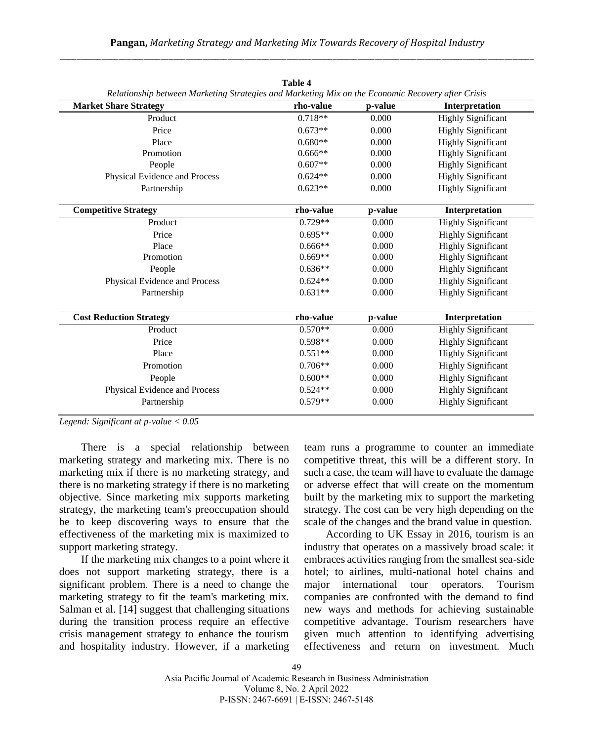**Table 4**

*Relationship between Marketing Strategies and Marketing Mix on the Economic Recovery after Crisis*

| Market Share Strategy | rho-value | p-value | Interpretation |
|---|---|---|---|
| Product | 0.718** | 0.000 | Highly Significant |
| Price | 0.673** | 0.000 | Highly Significant |
| Place | 0.680** | 0.000 | Highly Significant |
| Promotion | 0.666** | 0.000 | Highly Significant |
| People | 0.607** | 0.000 | Highly Significant |
| Physical Evidence and Process | 0.624** | 0.000 | Highly Significant |
| Partnership | 0.623** | 0.000 | Highly Significant |
| **Competitive Strategy** | **rho-value** | **p-value** | **Interpretation** |
| Product | 0.729** | 0.000 | Highly Significant |
| Price | 0.695** | 0.000 | Highly Significant |
| Place | 0.666** | 0.000 | Highly Significant |
| Promotion | 0.669** | 0.000 | Highly Significant |
| People | 0.636** | 0.000 | Highly Significant |
| Physical Evidence and Process | 0.624** | 0.000 | Highly Significant |
| Partnership | 0.631** | 0.000 | Highly Significant |
| **Cost Reduction Strategy** | **rho-value** | **p-value** | **Interpretation** |
| Product | 0.570** | 0.000 | Highly Significant |
| Price | 0.598** | 0.000 | Highly Significant |
| Place | 0.551** | 0.000 | Highly Significant |
| Promotion | 0.706** | 0.000 | Highly Significant |
| People | 0.600** | 0.000 | Highly Significant |
| Physical Evidence and Process | 0.524** | 0.000 | Highly Significant |
| Partnership | 0.579** | 0.000 | Highly Significant |

*Legend: Significant at p-value < 0.05*

There is a special relationship between marketing strategy and marketing mix. There is no marketing mix if there is no marketing strategy, and there is no marketing strategy if there is no marketing objective. Since marketing mix supports marketing strategy, the marketing team's preoccupation should be to keep discovering ways to ensure that the effectiveness of the marketing mix is maximized to support marketing strategy.

If the marketing mix changes to a point where it does not support marketing strategy, there is a significant problem. There is a need to change the marketing strategy to fit the team's marketing mix. Salman et al. [14] suggest that challenging situations during the transition process require an effective crisis management strategy to enhance the tourism and hospitality industry. However, if a marketing team runs a programme to counter an immediate competitive threat, this will be a different story. In such a case, the team will have to evaluate the damage or adverse effect that will create on the momentum built by the marketing mix to support the marketing strategy. The cost can be very high depending on the scale of the changes and the brand value in question.

According to UK Essay in 2016, tourism is an industry that operates on a massively broad scale: it embraces activities ranging from the smallest sea-side hotel; to airlines, multi-national hotel chains and major international tour operators. Tourism companies are confronted with the demand to find new ways and methods for achieving sustainable competitive advantage. Tourism researchers have given much attention to identifying advertising effectiveness and return on investment. Much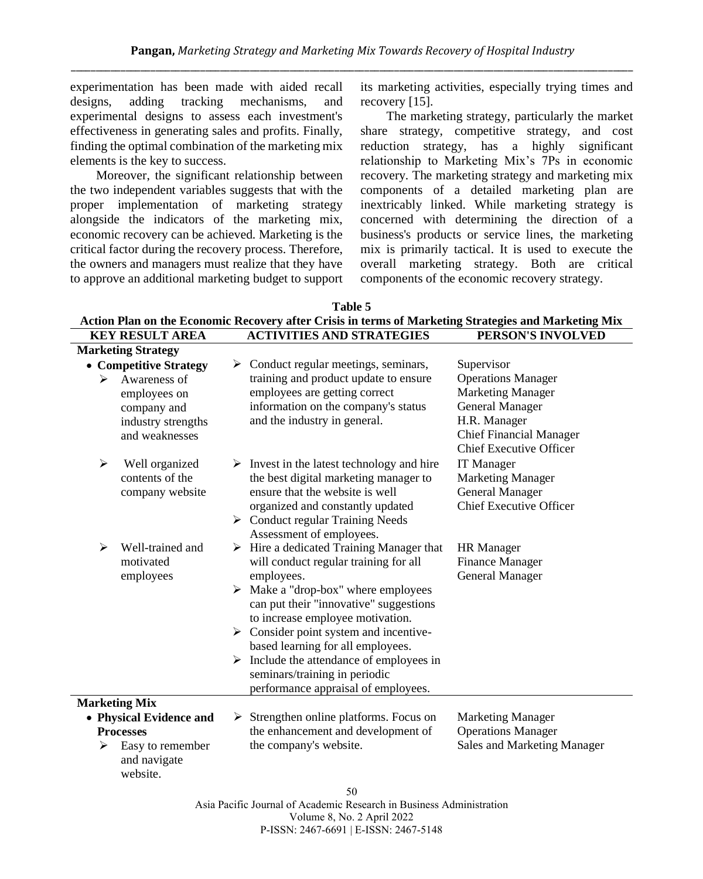experimentation has been made with aided recall designs, adding tracking mechanisms, and experimental designs to assess each investment's effectiveness in generating sales and profits. Finally, finding the optimal combination of the marketing mix elements is the key to success.

Moreover, the significant relationship between the two independent variables suggests that with the proper implementation of marketing strategy alongside the indicators of the marketing mix, economic recovery can be achieved. Marketing is the critical factor during the recovery process. Therefore, the owners and managers must realize that they have to approve an additional marketing budget to support its marketing activities, especially trying times and recovery [15].

The marketing strategy, particularly the market share strategy, competitive strategy, and cost reduction strategy, has a highly significant relationship to Marketing Mix's 7Ps in economic recovery. The marketing strategy and marketing mix components of a detailed marketing plan are inextricably linked. While marketing strategy is concerned with determining the direction of a business's products or service lines, the marketing mix is primarily tactical. It is used to execute the overall marketing strategy. Both are critical components of the economic recovery strategy.

**Table 5**
**Action Plan on the Economic Recovery after Crisis in terms of Marketing Strategies and Marketing Mix**

| KEY RESULT AREA | ACTIVITIES AND STRATEGIES | PERSON'S INVOLVED |
|---|---|---|
| **Marketing Strategy** | | |
| • **Competitive Strategy**<br>➢ Awareness of employees on company and industry strengths and weaknesses | ➢ Conduct regular meetings, seminars, training and product update to ensure employees are getting correct information on the company's status and the industry in general. | Supervisor<br>Operations Manager<br>Marketing Manager<br>General Manager<br>H.R. Manager<br>Chief Financial Manager<br>Chief Executive Officer |
| ➢ Well organized contents of the company website | ➢ Invest in the latest technology and hire the best digital marketing manager to ensure that the website is well organized and constantly updated<br>➢ Conduct regular Training Needs Assessment of employees. | IT Manager<br>Marketing Manager<br>General Manager<br>Chief Executive Officer |
| ➢ Well-trained and motivated employees | ➢ Hire a dedicated Training Manager that will conduct regular training for all employees.<br>➢ Make a "drop-box" where employees can put their "innovative" suggestions to increase employee motivation.<br>➢ Consider point system and incentive-based learning for all employees.<br>➢ Include the attendance of employees in seminars/training in periodic performance appraisal of employees. | HR Manager<br>Finance Manager<br>General Manager |
| **Marketing Mix** | | |
| • **Physical Evidence and Processes**<br>➢ Easy to remember and navigate website. | ➢ Strengthen online platforms. Focus on the enhancement and development of the company's website. | Marketing Manager<br>Operations Manager<br>Sales and Marketing Manager |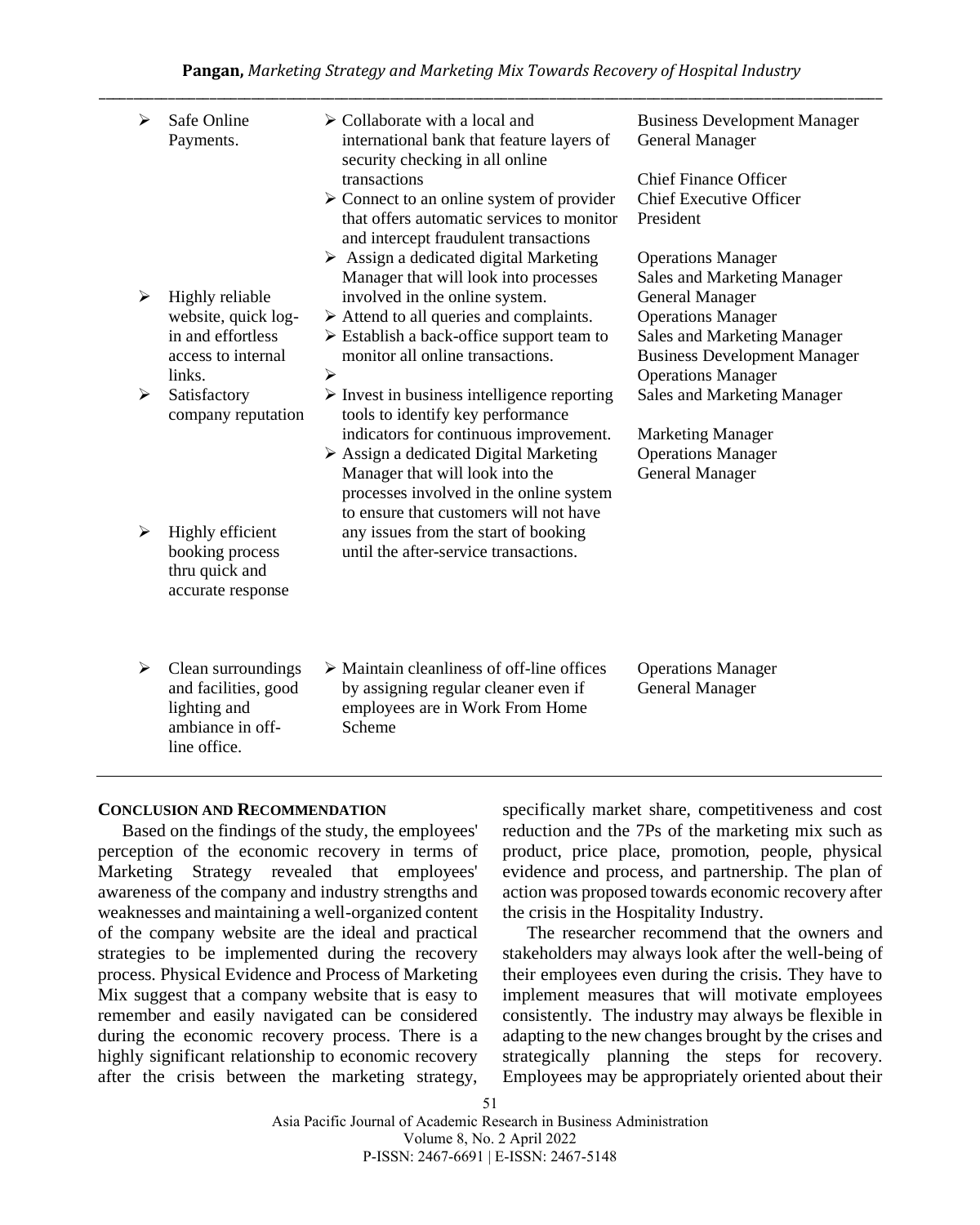| | | |
|---|---|---|
| ➢ Safe Online Payments. | ➢ Collaborate with a local and international bank that feature layers of security checking in all online transactions<br>➢ Connect to an online system of provider that offers automatic services to monitor and intercept fraudulent transactions<br>➢ Assign a dedicated digital Marketing Manager that will look into processes involved in the online system. | Business Development Manager<br>General Manager<br><br>Chief Finance Officer<br>Chief Executive Officer<br>President<br><br>Operations Manager<br>Sales and Marketing Manager<br>General Manager |
| ➢ Highly reliable website, quick log-in and effortless access to internal links. | ➢ Attend to all queries and complaints.<br>➢ Establish a back-office support team to monitor all online transactions.<br>➢ | Operations Manager<br>Sales and Marketing Manager<br>Business Development Manager<br>Operations Manager |
| ➢ Satisfactory company reputation | ➢ Invest in business intelligence reporting tools to identify key performance indicators for continuous improvement. | Sales and Marketing Manager<br><br>Marketing Manager |
| ➢ Highly efficient booking process thru quick and accurate response | ➢ Assign a dedicated Digital Marketing Manager that will look into the processes involved in the online system to ensure that customers will not have any issues from the start of booking until the after-service transactions. | Operations Manager<br>General Manager |
| ➢ Clean surroundings and facilities, good lighting and ambiance in off-line office. | ➢ Maintain cleanliness of off-line offices by assigning regular cleaner even if employees are in Work From Home Scheme | Operations Manager<br>General Manager |

## CONCLUSION AND RECOMMENDATION

Based on the findings of the study, the employees' perception of the economic recovery in terms of Marketing Strategy revealed that employees' awareness of the company and industry strengths and weaknesses and maintaining a well-organized content of the company website are the ideal and practical strategies to be implemented during the recovery process. Physical Evidence and Process of Marketing Mix suggest that a company website that is easy to remember and easily navigated can be considered during the economic recovery process. There is a highly significant relationship to economic recovery after the crisis between the marketing strategy, specifically market share, competitiveness and cost reduction and the 7Ps of the marketing mix such as product, price place, promotion, people, physical evidence and process, and partnership. The plan of action was proposed towards economic recovery after the crisis in the Hospitality Industry.

The researcher recommend that the owners and stakeholders may always look after the well-being of their employees even during the crisis. They have to implement measures that will motivate employees consistently. The industry may always be flexible in adapting to the new changes brought by the crises and strategically planning the steps for recovery. Employees may be appropriately oriented about their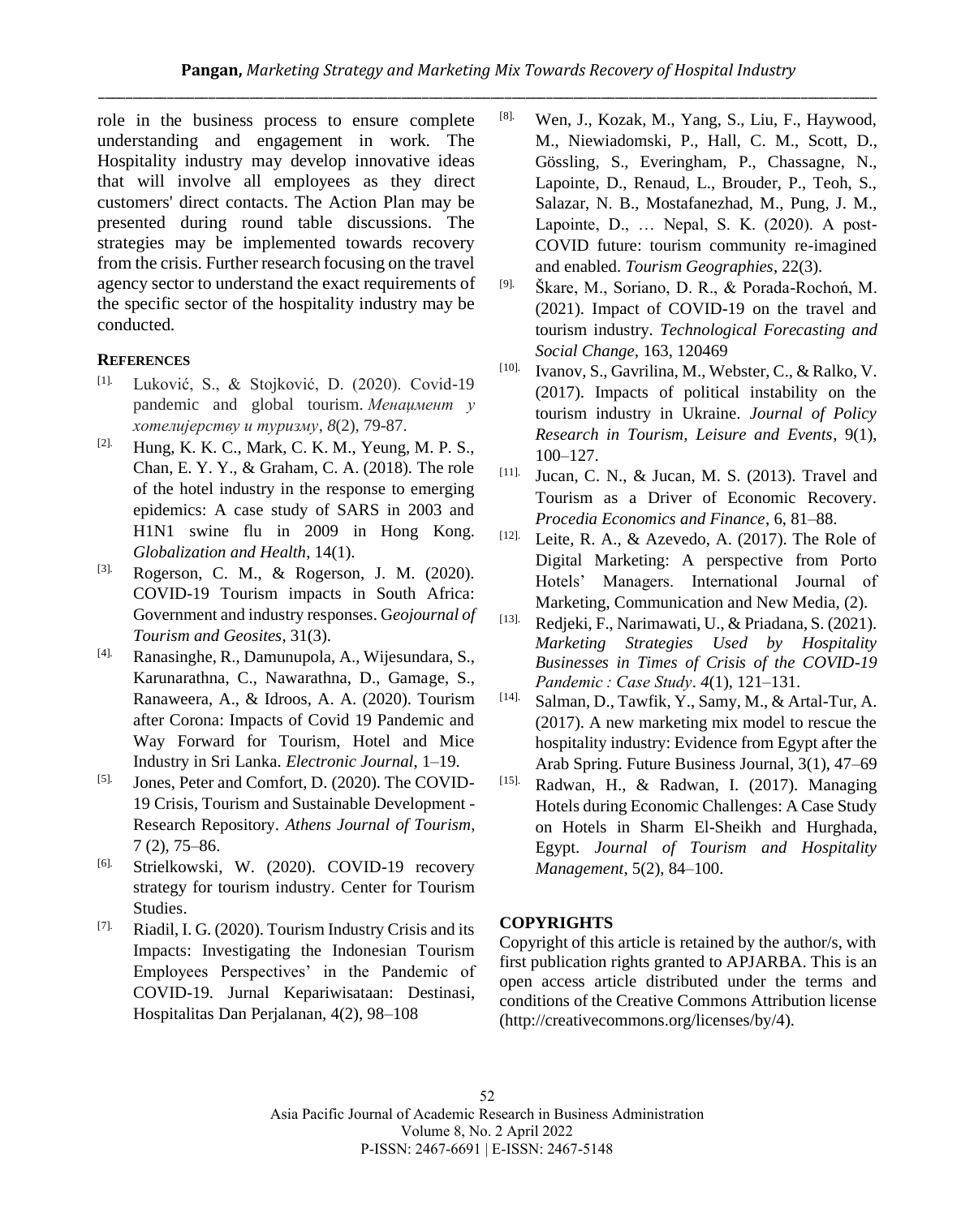role in the business process to ensure complete understanding and engagement in work. The Hospitality industry may develop innovative ideas that will involve all employees as they direct customers' direct contacts. The Action Plan may be presented during round table discussions. The strategies may be implemented towards recovery from the crisis. Further research focusing on the travel agency sector to understand the exact requirements of the specific sector of the hospitality industry may be conducted.

## REFERENCES

[1]. Luković, S., & Stojković, D. (2020). Covid-19 pandemic and global tourism. *Менаџмент у хотелијерству и туризму*, *8*(2), 79-87.

[2]. Hung, K. K. C., Mark, C. K. M., Yeung, M. P. S., Chan, E. Y. Y., & Graham, C. A. (2018). The role of the hotel industry in the response to emerging epidemics: A case study of SARS in 2003 and H1N1 swine flu in 2009 in Hong Kong. *Globalization and Health*, 14(1).

[3]. Rogerson, C. M., & Rogerson, J. M. (2020). COVID-19 Tourism impacts in South Africa: Government and industry responses. G*eojournal of Tourism and Geosites*, 31(3).

[4]. Ranasinghe, R., Damunupola, A., Wijesundara, S., Karunarathna, C., Nawarathna, D., Gamage, S., Ranaweera, A., & Idroos, A. A. (2020). Tourism after Corona: Impacts of Covid 19 Pandemic and Way Forward for Tourism, Hotel and Mice Industry in Sri Lanka. *Electronic Journal*, 1–19.

[5]. Jones, Peter and Comfort, D. (2020). The COVID-19 Crisis, Tourism and Sustainable Development - Research Repository. *Athens Journal of Tourism*, 7 (2), 75–86.

[6]. Strielkowski, W. (2020). COVID-19 recovery strategy for tourism industry. Center for Tourism Studies.

[7]. Riadil, I. G. (2020). Tourism Industry Crisis and its Impacts: Investigating the Indonesian Tourism Employees Perspectives' in the Pandemic of COVID-19. Jurnal Kepariwisataan: Destinasi, Hospitalitas Dan Perjalanan, 4(2), 98–108

[8]. Wen, J., Kozak, M., Yang, S., Liu, F., Haywood, M., Niewiadomski, P., Hall, C. M., Scott, D., Gössling, S., Everingham, P., Chassagne, N., Lapointe, D., Renaud, L., Brouder, P., Teoh, S., Salazar, N. B., Mostafanezhad, M., Pung, J. M., Lapointe, D., … Nepal, S. K. (2020). A post-COVID future: tourism community re-imagined and enabled. *Tourism Geographies*, 22(3).

[9]. Škare, M., Soriano, D. R., & Porada-Rochoń, M. (2021). Impact of COVID-19 on the travel and tourism industry. *Technological Forecasting and Social Change*, 163, 120469

[10]. Ivanov, S., Gavrilina, M., Webster, C., & Ralko, V. (2017). Impacts of political instability on the tourism industry in Ukraine. *Journal of Policy Research in Tourism, Leisure and Events*, 9(1), 100–127.

[11]. Jucan, C. N., & Jucan, M. S. (2013). Travel and Tourism as a Driver of Economic Recovery. *Procedia Economics and Finance*, 6, 81–88.

[12]. Leite, R. A., & Azevedo, A. (2017). The Role of Digital Marketing: A perspective from Porto Hotels' Managers. International Journal of Marketing, Communication and New Media, (2).

[13]. Redjeki, F., Narimawati, U., & Priadana, S. (2021). *Marketing Strategies Used by Hospitality Businesses in Times of Crisis of the COVID-19 Pandemic : Case Study*. *4*(1), 121–131.

[14]. Salman, D., Tawfik, Y., Samy, M., & Artal-Tur, A. (2017). A new marketing mix model to rescue the hospitality industry: Evidence from Egypt after the Arab Spring. Future Business Journal, 3(1), 47–69

[15]. Radwan, H., & Radwan, I. (2017). Managing Hotels during Economic Challenges: A Case Study on Hotels in Sharm El-Sheikh and Hurghada, Egypt. *Journal of Tourism and Hospitality Management*, 5(2), 84–100.

## COPYRIGHTS

Copyright of this article is retained by the author/s, with first publication rights granted to APJARBA. This is an open access article distributed under the terms and conditions of the Creative Commons Attribution license (http://creativecommons.org/licenses/by/4).